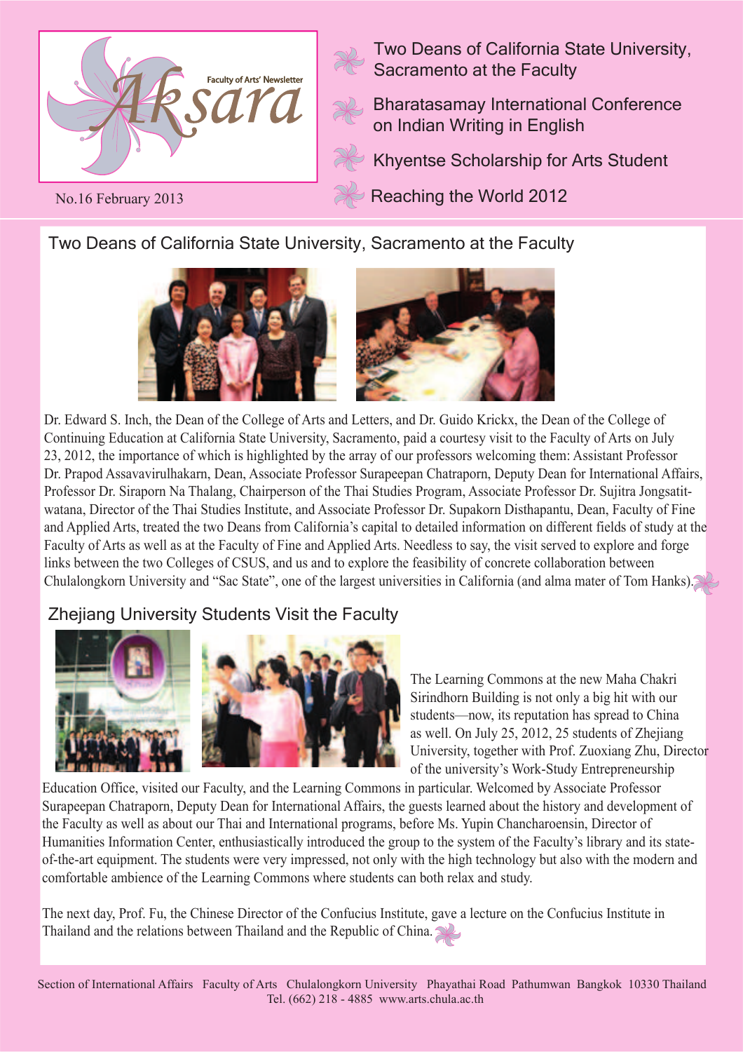# Aksara

Faculty of Arts' Newsletter

No.16 February 2013

- Two Deans of California State University, Sacramento at the Faculty
- Bharatasamay International Conference on Indian Writing in English
- Khyentse Scholarship for Arts Student
- Reaching the World 2012

## Two Deans of California State University, Sacramento at the Faculty

Dr. Edward S. Inch, the Dean of the College of Arts and Letters, and Dr. Guido Krickx, the Dean of the College of Continuing Education at California State University, Sacramento, paid a courtesy visit to the Faculty of Arts on July 23, 2012, the importance of which is highlighted by the array of our professors welcoming them: Assistant Professor Dr. Prapod Assavavirulhakarn, Dean, Associate Professor Surapeepan Chatraporn, Deputy Dean for International Affairs, Professor Dr. Siraporn Na Thalang, Chairperson of the Thai Studies Program, Associate Professor Dr. Sujitra Jongsatitwatana, Director of the Thai Studies Institute, and Associate Professor Dr. Supakorn Disthapantu, Dean, Faculty of Fine and Applied Arts, treated the two Deans from California's capital to detailed information on different fields of study at the Faculty of Arts as well as at the Faculty of Fine and Applied Arts. Needless to say, the visit served to explore and forge links between the two Colleges of CSUS, and us and to explore the feasibility of concrete collaboration between Chulalongkorn University and "Sac State", one of the largest universities in California (and alma mater of Tom Hanks).

## Zhejiang University Students Visit the Faculty

The Learning Commons at the new Maha Chakri Sirindhorn Building is not only a big hit with our students—now, its reputation has spread to China as well. On July 25, 2012, 25 students of Zhejiang University, together with Prof. Zuoxiang Zhu, Director of the university's Work-Study Entrepreneurship Education Office, visited our Faculty, and the Learning Commons in particular. Welcomed by Associate Professor Surapeepan Chatraporn, Deputy Dean for International Affairs, the guests learned about the history and development of the Faculty as well as about our Thai and International programs, before Ms. Yupin Chancharoensin, Director of Humanities Information Center, enthusiastically introduced the group to the system of the Faculty's library and its state-of-the-art equipment. The students were very impressed, not only with the high technology but also with the modern and comfortable ambience of the Learning Commons where students can both relax and study.

The next day, Prof. Fu, the Chinese Director of the Confucius Institute, gave a lecture on the Confucius Institute in Thailand and the relations between Thailand and the Republic of China.

Section of International Affairs Faculty of Arts Chulalongkorn University Phayathai Road Pathumwan Bangkok 10330 Thailand
Tel. (662) 218 - 4885 www.arts.chula.ac.th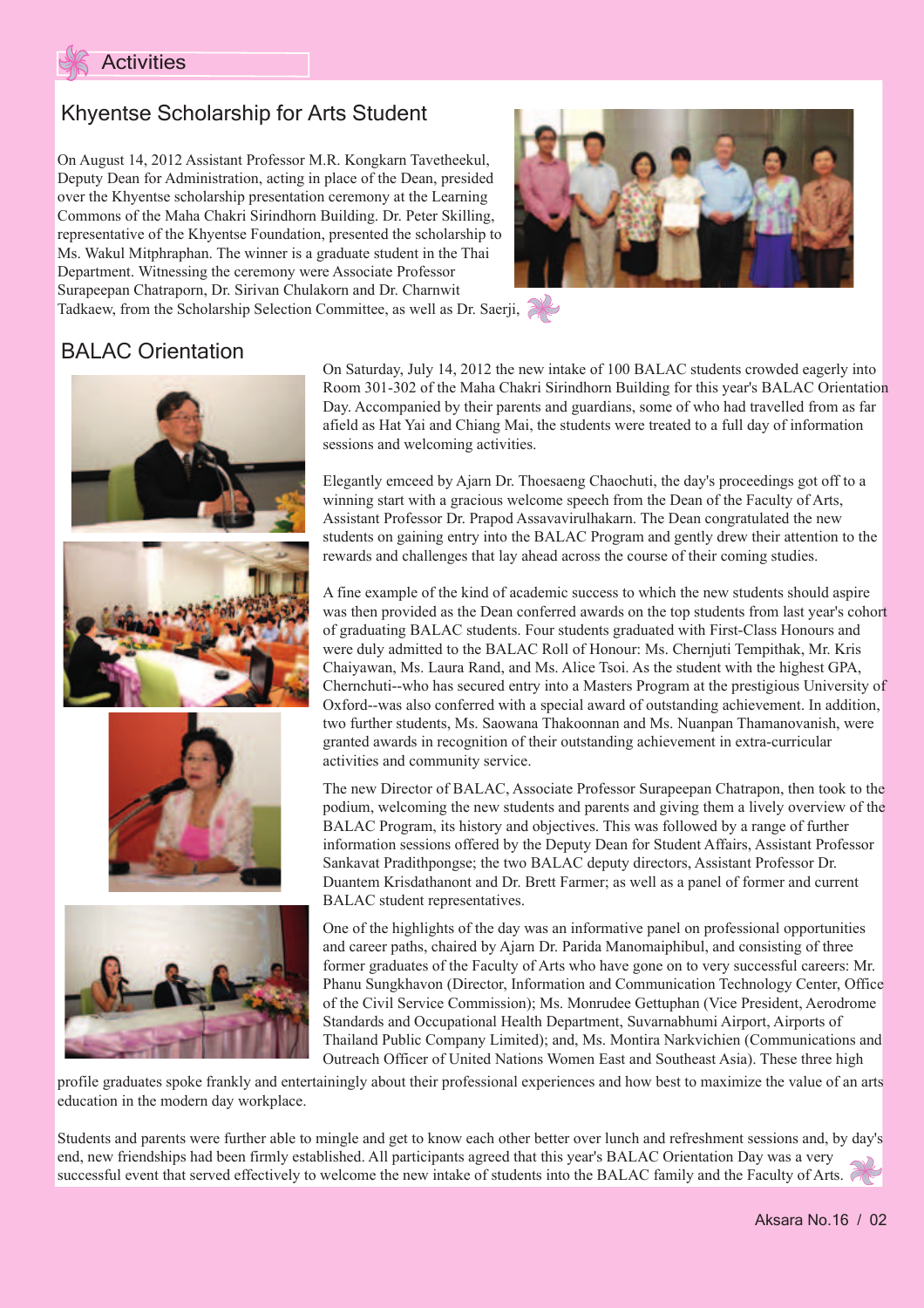# Activities

## Khyentse Scholarship for Arts Student

On August 14, 2012 Assistant Professor M.R. Kongkarn Tavetheekul, Deputy Dean for Administration, acting in place of the Dean, presided over the Khyentse scholarship presentation ceremony at the Learning Commons of the Maha Chakri Sirindhorn Building. Dr. Peter Skilling, representative of the Khyentse Foundation, presented the scholarship to Ms. Wakul Mitphraphan. The winner is a graduate student in the Thai Department. Witnessing the ceremony were Associate Professor Surapeepan Chatraporn, Dr. Sirivan Chulakorn and Dr. Charnwit Tadkaew, from the Scholarship Selection Committee, as well as Dr. Saerji,

## BALAC Orientation

On Saturday, July 14, 2012 the new intake of 100 BALAC students crowded eagerly into Room 301-302 of the Maha Chakri Sirindhorn Building for this year's BALAC Orientation Day. Accompanied by their parents and guardians, some of who had travelled from as far afield as Hat Yai and Chiang Mai, the students were treated to a full day of information sessions and welcoming activities.

Elegantly emceed by Ajarn Dr. Thoesaeng Chaochuti, the day's proceedings got off to a winning start with a gracious welcome speech from the Dean of the Faculty of Arts, Assistant Professor Dr. Prapod Assavavirulhakarn. The Dean congratulated the new students on gaining entry into the BALAC Program and gently drew their attention to the rewards and challenges that lay ahead across the course of their coming studies.

A fine example of the kind of academic success to which the new students should aspire was then provided as the Dean conferred awards on the top students from last year's cohort of graduating BALAC students. Four students graduated with First-Class Honours and were duly admitted to the BALAC Roll of Honour: Ms. Chernjuti Tempithak, Mr. Kris Chaiyawan, Ms. Laura Rand, and Ms. Alice Tsoi. As the student with the highest GPA, Chernchuti--who has secured entry into a Masters Program at the prestigious University of Oxford--was also conferred with a special award of outstanding achievement. In addition, two further students, Ms. Saowana Thakoonnan and Ms. Nuanpan Thamanovanish, were granted awards in recognition of their outstanding achievement in extra-curricular activities and community service.

The new Director of BALAC, Associate Professor Surapeepan Chatrapon, then took to the podium, welcoming the new students and parents and giving them a lively overview of the BALAC Program, its history and objectives. This was followed by a range of further information sessions offered by the Deputy Dean for Student Affairs, Assistant Professor Sankavat Pradithpongse; the two BALAC deputy directors, Assistant Professor Dr. Duantem Krisdathanont and Dr. Brett Farmer; as well as a panel of former and current BALAC student representatives.

One of the highlights of the day was an informative panel on professional opportunities and career paths, chaired by Ajarn Dr. Parida Manomaiphibul, and consisting of three former graduates of the Faculty of Arts who have gone on to very successful careers: Mr. Phanu Sungkhavon (Director, Information and Communication Technology Center, Office of the Civil Service Commission); Ms. Monrudee Gettuphan (Vice President, Aerodrome Standards and Occupational Health Department, Suvarnabhumi Airport, Airports of Thailand Public Company Limited); and, Ms. Montira Narkvichien (Communications and Outreach Officer of United Nations Women East and Southeast Asia). These three high profile graduates spoke frankly and entertainingly about their professional experiences and how best to maximize the value of an arts education in the modern day workplace.

Students and parents were further able to mingle and get to know each other better over lunch and refreshment sessions and, by day's end, new friendships had been firmly established. All participants agreed that this year's BALAC Orientation Day was a very successful event that served effectively to welcome the new intake of students into the BALAC family and the Faculty of Arts.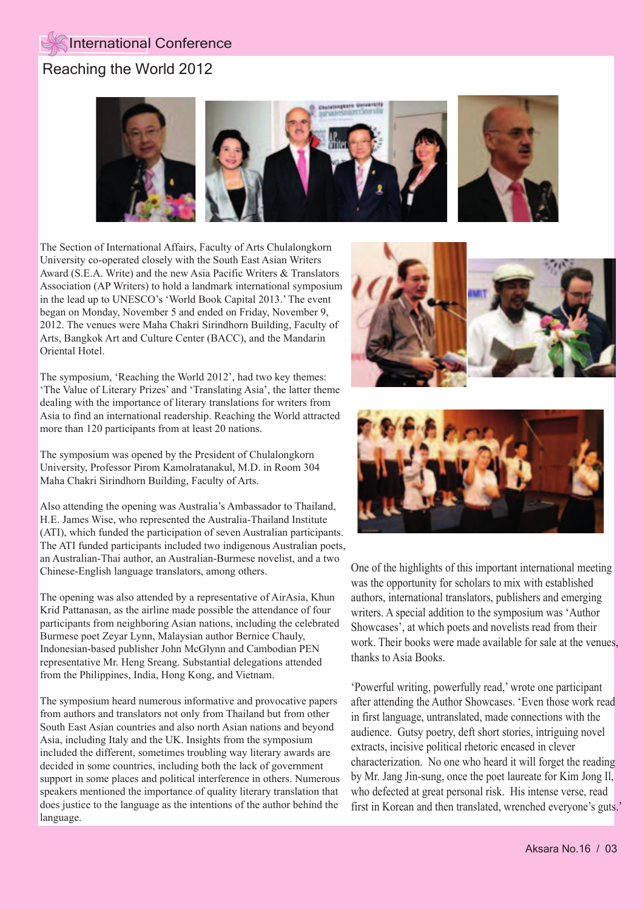# International Conference

## Reaching the World 2012

The Section of International Affairs, Faculty of Arts Chulalongkorn University co-operated closely with the South East Asian Writers Award (S.E.A. Write) and the new Asia Pacific Writers & Translators Association (AP Writers) to hold a landmark international symposium in the lead up to UNESCO's 'World Book Capital 2013.' The event began on Monday, November 5 and ended on Friday, November 9, 2012. The venues were Maha Chakri Sirindhorn Building, Faculty of Arts, Bangkok Art and Culture Center (BACC), and the Mandarin Oriental Hotel.

The symposium, 'Reaching the World 2012', had two key themes: 'The Value of Literary Prizes' and 'Translating Asia', the latter theme dealing with the importance of literary translations for writers from Asia to find an international readership. Reaching the World attracted more than 120 participants from at least 20 nations.

The symposium was opened by the President of Chulalongkorn University, Professor Pirom Kamolratanakul, M.D. in Room 304 Maha Chakri Sirindhorn Building, Faculty of Arts.

Also attending the opening was Australia's Ambassador to Thailand, H.E. James Wise, who represented the Australia-Thailand Institute (ATI), which funded the participation of seven Australian participants. The ATI funded participants included two indigenous Australian poets, an Australian-Thai author, an Australian-Burmese novelist, and a two Chinese-English language translators, among others.

The opening was also attended by a representative of AirAsia, Khun Krid Pattanasan, as the airline made possible the attendance of four participants from neighboring Asian nations, including the celebrated Burmese poet Zeyar Lynn, Malaysian author Bernice Chauly, Indonesian-based publisher John McGlynn and Cambodian PEN representative Mr. Heng Sreang. Substantial delegations attended from the Philippines, India, Hong Kong, and Vietnam.

The symposium heard numerous informative and provocative papers from authors and translators not only from Thailand but from other South East Asian countries and also north Asian nations and beyond Asia, including Italy and the UK. Insights from the symposium included the different, sometimes troubling way literary awards are decided in some countries, including both the lack of government support in some places and political interference in others. Numerous speakers mentioned the importance of quality literary translation that does justice to the language as the intentions of the author behind the language.

One of the highlights of this important international meeting was the opportunity for scholars to mix with established authors, international translators, publishers and emerging writers. A special addition to the symposium was 'Author Showcases', at which poets and novelists read from their work. Their books were made available for sale at the venues, thanks to Asia Books.

'Powerful writing, powerfully read,' wrote one participant after attending the Author Showcases. 'Even those work read in first language, untranslated, made connections with the audience. Gutsy poetry, deft short stories, intriguing novel extracts, incisive political rhetoric encased in clever characterization. No one who heard it will forget the reading by Mr. Jang Jin-sung, once the poet laureate for Kim Jong Il, who defected at great personal risk. His intense verse, read first in Korean and then translated, wrenched everyone's guts.'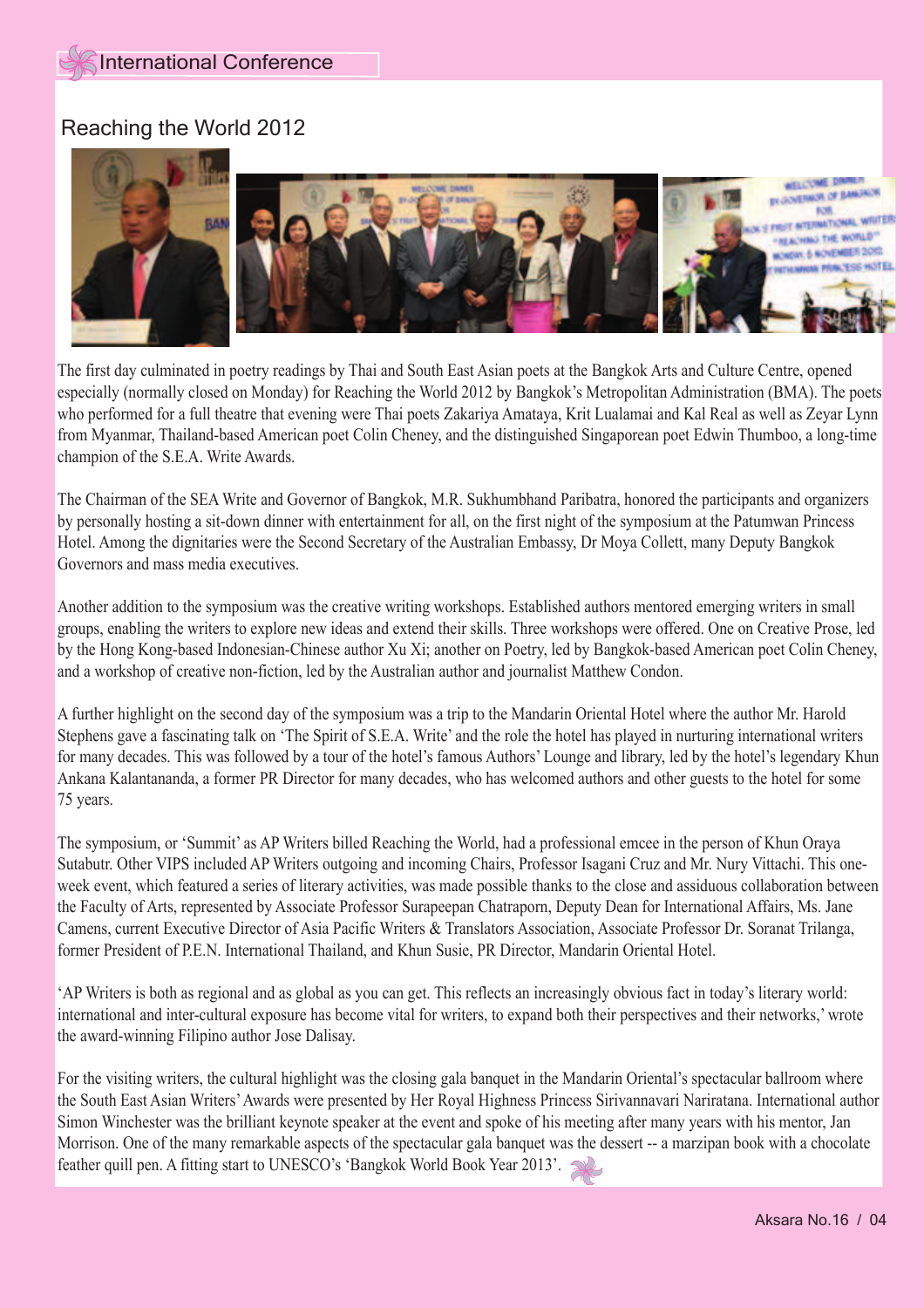## Reaching the World 2012

The first day culminated in poetry readings by Thai and South East Asian poets at the Bangkok Arts and Culture Centre, opened especially (normally closed on Monday) for Reaching the World 2012 by Bangkok's Metropolitan Administration (BMA). The poets who performed for a full theatre that evening were Thai poets Zakariya Amataya, Krit Lualamai and Kal Real as well as Zeyar Lynn from Myanmar, Thailand-based American poet Colin Cheney, and the distinguished Singaporean poet Edwin Thumboo, a long-time champion of the S.E.A. Write Awards.

The Chairman of the SEA Write and Governor of Bangkok, M.R. Sukhumbhand Paribatra, honored the participants and organizers by personally hosting a sit-down dinner with entertainment for all, on the first night of the symposium at the Patumwan Princess Hotel. Among the dignitaries were the Second Secretary of the Australian Embassy, Dr Moya Collett, many Deputy Bangkok Governors and mass media executives.

Another addition to the symposium was the creative writing workshops. Established authors mentored emerging writers in small groups, enabling the writers to explore new ideas and extend their skills. Three workshops were offered. One on Creative Prose, led by the Hong Kong-based Indonesian-Chinese author Xu Xi; another on Poetry, led by Bangkok-based American poet Colin Cheney, and a workshop of creative non-fiction, led by the Australian author and journalist Matthew Condon.

A further highlight on the second day of the symposium was a trip to the Mandarin Oriental Hotel where the author Mr. Harold Stephens gave a fascinating talk on 'The Spirit of S.E.A. Write' and the role the hotel has played in nurturing international writers for many decades. This was followed by a tour of the hotel's famous Authors' Lounge and library, led by the hotel's legendary Khun Ankana Kalantananda, a former PR Director for many decades, who has welcomed authors and other guests to the hotel for some 75 years.

The symposium, or 'Summit' as AP Writers billed Reaching the World, had a professional emcee in the person of Khun Oraya Sutabutr. Other VIPS included AP Writers outgoing and incoming Chairs, Professor Isagani Cruz and Mr. Nury Vittachi. This one-week event, which featured a series of literary activities, was made possible thanks to the close and assiduous collaboration between the Faculty of Arts, represented by Associate Professor Surapeepan Chatraporn, Deputy Dean for International Affairs, Ms. Jane Camens, current Executive Director of Asia Pacific Writers & Translators Association, Associate Professor Dr. Soranat Trilanga, former President of P.E.N. International Thailand, and Khun Susie, PR Director, Mandarin Oriental Hotel.

'AP Writers is both as regional and as global as you can get. This reflects an increasingly obvious fact in today's literary world: international and inter-cultural exposure has become vital for writers, to expand both their perspectives and their networks,' wrote the award-winning Filipino author Jose Dalisay.

For the visiting writers, the cultural highlight was the closing gala banquet in the Mandarin Oriental's spectacular ballroom where the South East Asian Writers' Awards were presented by Her Royal Highness Princess Sirivannavari Nariratana. International author Simon Winchester was the brilliant keynote speaker at the event and spoke of his meeting after many years with his mentor, Jan Morrison. One of the many remarkable aspects of the spectacular gala banquet was the dessert -- a marzipan book with a chocolate feather quill pen. A fitting start to UNESCO's 'Bangkok World Book Year 2013'.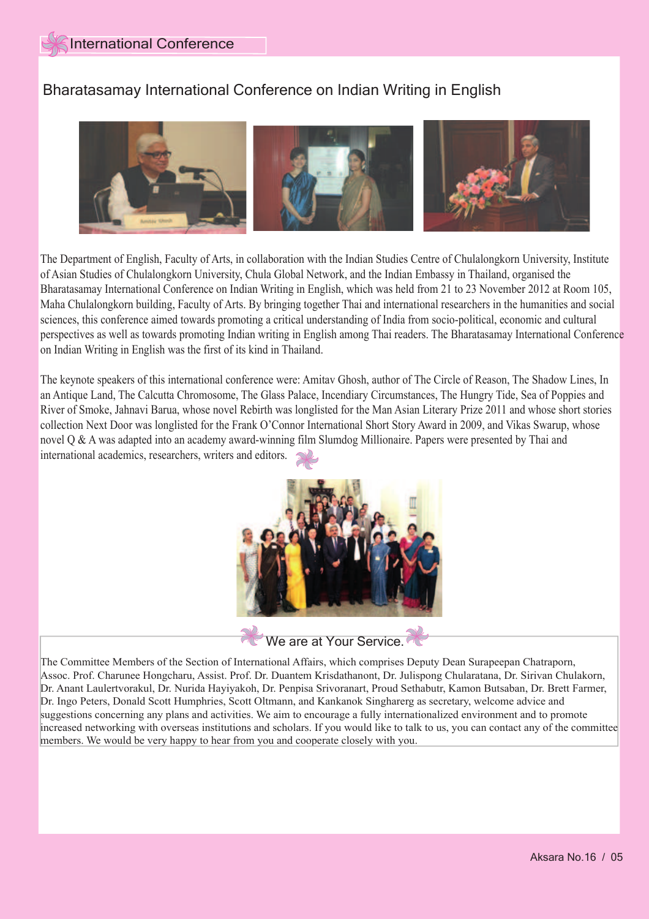# International Conference

## Bharatasamay International Conference on Indian Writing in English

The Department of English, Faculty of Arts, in collaboration with the Indian Studies Centre of Chulalongkorn University, Institute of Asian Studies of Chulalongkorn University, Chula Global Network, and the Indian Embassy in Thailand, organised the Bharatasamay International Conference on Indian Writing in English, which was held from 21 to 23 November 2012 at Room 105, Maha Chulalongkorn building, Faculty of Arts. By bringing together Thai and international researchers in the humanities and social sciences, this conference aimed towards promoting a critical understanding of India from socio-political, economic and cultural perspectives as well as towards promoting Indian writing in English among Thai readers. The Bharatasamay International Conference on Indian Writing in English was the first of its kind in Thailand.

The keynote speakers of this international conference were: Amitav Ghosh, author of The Circle of Reason, The Shadow Lines, In an Antique Land, The Calcutta Chromosome, The Glass Palace, Incendiary Circumstances, The Hungry Tide, Sea of Poppies and River of Smoke, Jahnavi Barua, whose novel Rebirth was longlisted for the Man Asian Literary Prize 2011 and whose short stories collection Next Door was longlisted for the Frank O'Connor International Short Story Award in 2009, and Vikas Swarup, whose novel Q & A was adapted into an academy award-winning film Slumdog Millionaire. Papers were presented by Thai and international academics, researchers, writers and editors.

## We are at Your Service.

The Committee Members of the Section of International Affairs, which comprises Deputy Dean Surapeepan Chatraporn, Assoc. Prof. Charunee Hongcharu, Assist. Prof. Dr. Duantem Krisdathanont, Dr. Julispong Chularatana, Dr. Sirivan Chulakorn, Dr. Anant Laulertvorakul, Dr. Nurida Hayiyakoh, Dr. Penpisa Srivoranart, Proud Sethabutr, Kamon Butsaban, Dr. Brett Farmer, Dr. Ingo Peters, Donald Scott Humphries, Scott Oltmann, and Kankanok Singharerg as secretary, welcome advice and suggestions concerning any plans and activities. We aim to encourage a fully internationalized environment and to promote increased networking with overseas institutions and scholars. If you would like to talk to us, you can contact any of the committee members. We would be very happy to hear from you and cooperate closely with you.